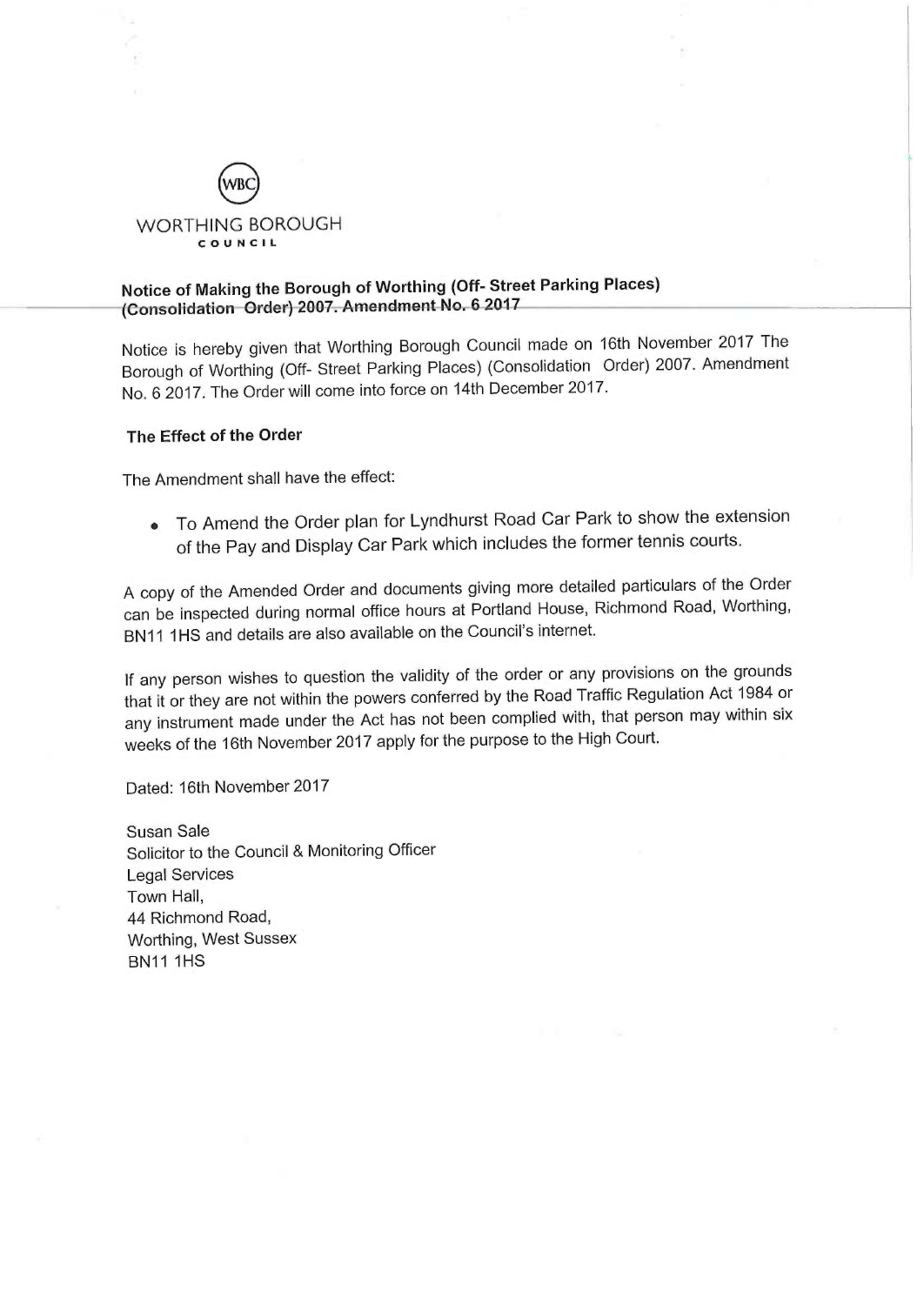WORTHING BOROUGH COUNCIL

## Notice of Making the Borough of Worthing (Off- Street Parking Places) (Consolidation Order) 2007. Amendment No. 6 2017

Notice is hereby given that Worthing Borough Council made on 16th November 2017 The Borough of Worthing (Off- Street Parking Places) (Consolidation Order) 2007. Amendment No. 6 2017. The Order will come into force on 14th December 2017.

### The Effect of the Order

The Amendment shall have the effect:

- To Amend the Order plan for Lyndhurst Road Car Park to show the extension of the Pay and Display Car Park which includes the former tennis courts.

A copy of the Amended Order and documents giving more detailed particulars of the Order can be inspected during normal office hours at Portland House, Richmond Road, Worthing, BN11 1HS and details are also available on the Council's internet.

If any person wishes to question the validity of the order or any provisions on the grounds that it or they are not within the powers conferred by the Road Traffic Regulation Act 1984 or any instrument made under the Act has not been complied with, that person may within six weeks of the 16th November 2017 apply for the purpose to the High Court.

Dated: 16th November 2017

Susan Sale
Solicitor to the Council & Monitoring Officer
Legal Services
Town Hall,
44 Richmond Road,
Worthing, West Sussex
BN11 1HS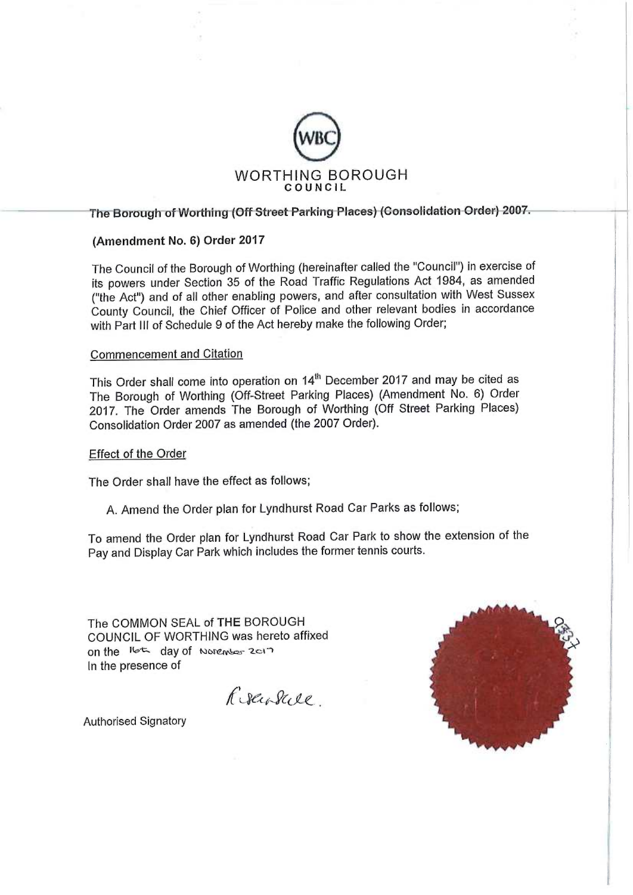WORTHING BOROUGH COUNCIL

**The Borough of Worthing (Off Street Parking Places) (Consolidation Order) 2007.**

**(Amendment No. 6) Order 2017**

The Council of the Borough of Worthing (hereinafter called the "Council") in exercise of its powers under Section 35 of the Road Traffic Regulations Act 1984, as amended ("the Act") and of all other enabling powers, and after consultation with West Sussex County Council, the Chief Officer of Police and other relevant bodies in accordance with Part III of Schedule 9 of the Act hereby make the following Order;

Commencement and Citation

This Order shall come into operation on 14th December 2017 and may be cited as The Borough of Worthing (Off-Street Parking Places) (Amendment No. 6) Order 2017. The Order amends The Borough of Worthing (Off Street Parking Places) Consolidation Order 2007 as amended (the 2007 Order).

Effect of the Order

The Order shall have the effect as follows;

A. Amend the Order plan for Lyndhurst Road Car Parks as follows;

To amend the Order plan for Lyndhurst Road Car Park to show the extension of the Pay and Display Car Park which includes the former tennis courts.

The COMMON SEAL of **THE** BOROUGH COUNCIL OF WORTHING was hereto affixed on the 16th day of November 2017
In the presence of

Authorised Signatory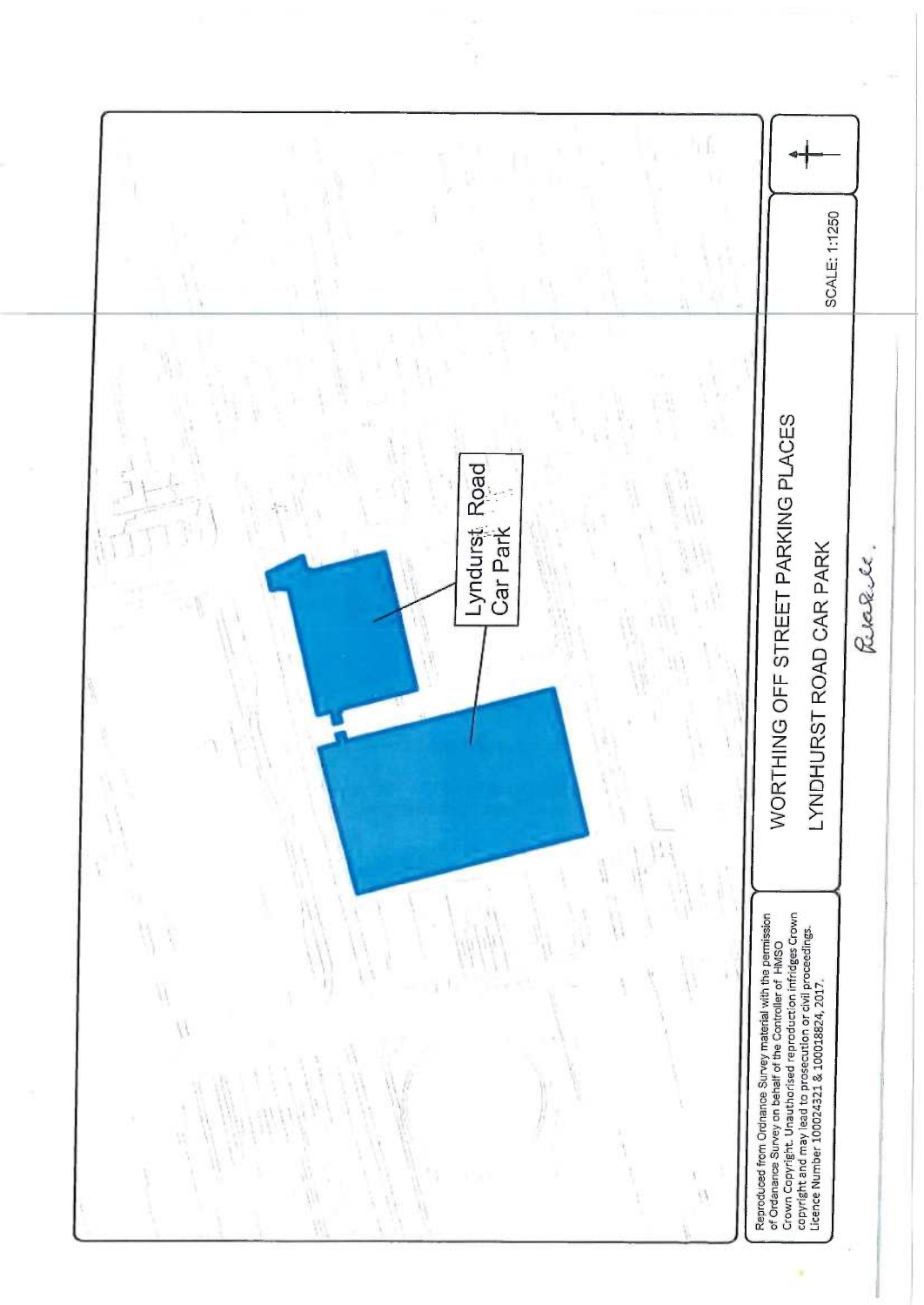Lyndurst Road Car Park

WORTHING OFF STREET PARKING PLACES

LYNDHURST ROAD CAR PARK

SCALE: 1:1250

Reproduced from Ordnance Survey material with the permission of Ordnance Survey on behalf of the Controller of HMSO Crown Copyright. Unauthorised reproduction infridges Crown copyright and may lead to prosecution or civil proceedings. Licence Number 100024321 & 100018824, 2017.